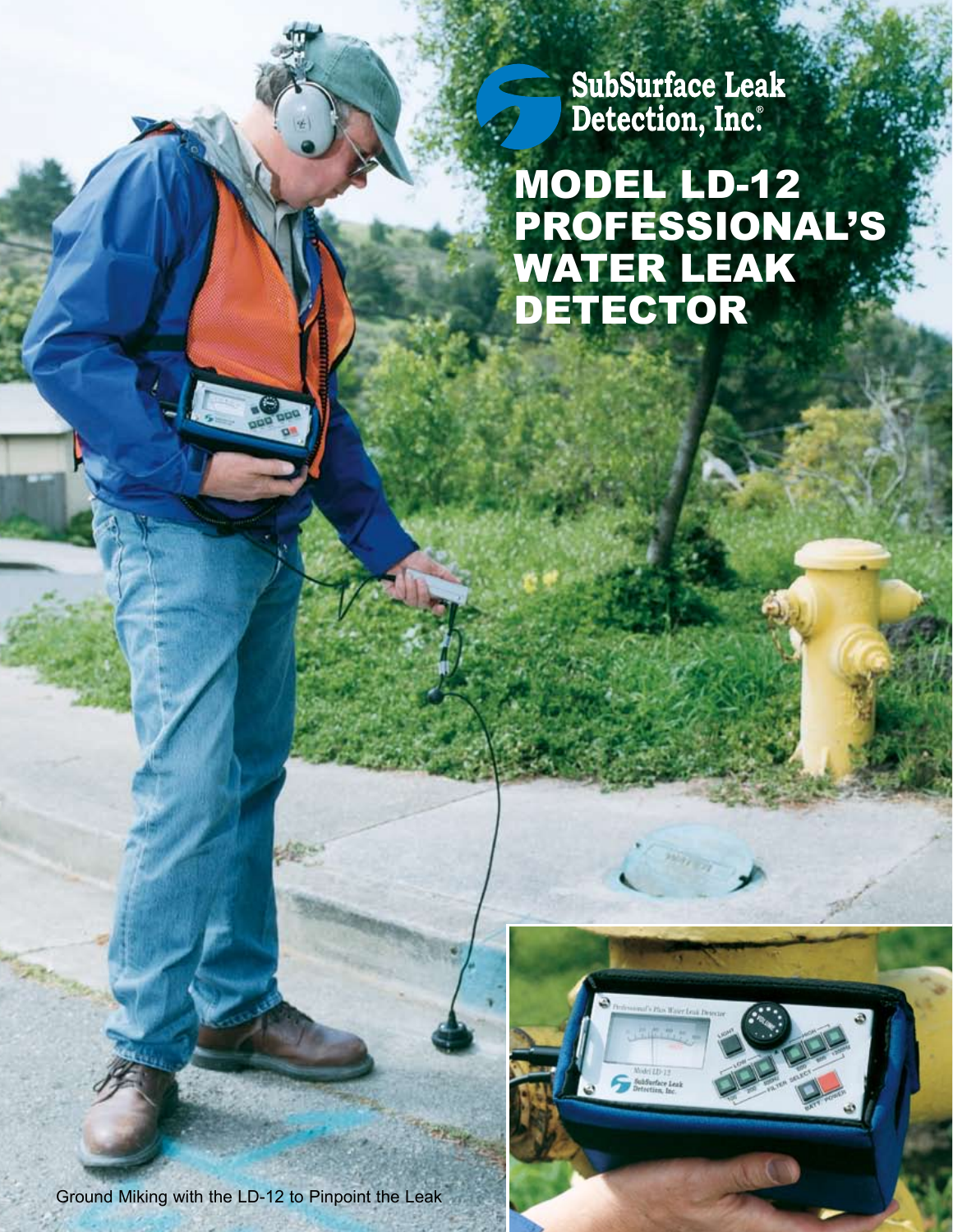SubSurface Leak Detection, Inc.®

# MODEL LD-12 PROFESSIONAL'S WATER LEAK DETECTOR

Ground Miking with the LD-12 to Pinpoint the Leak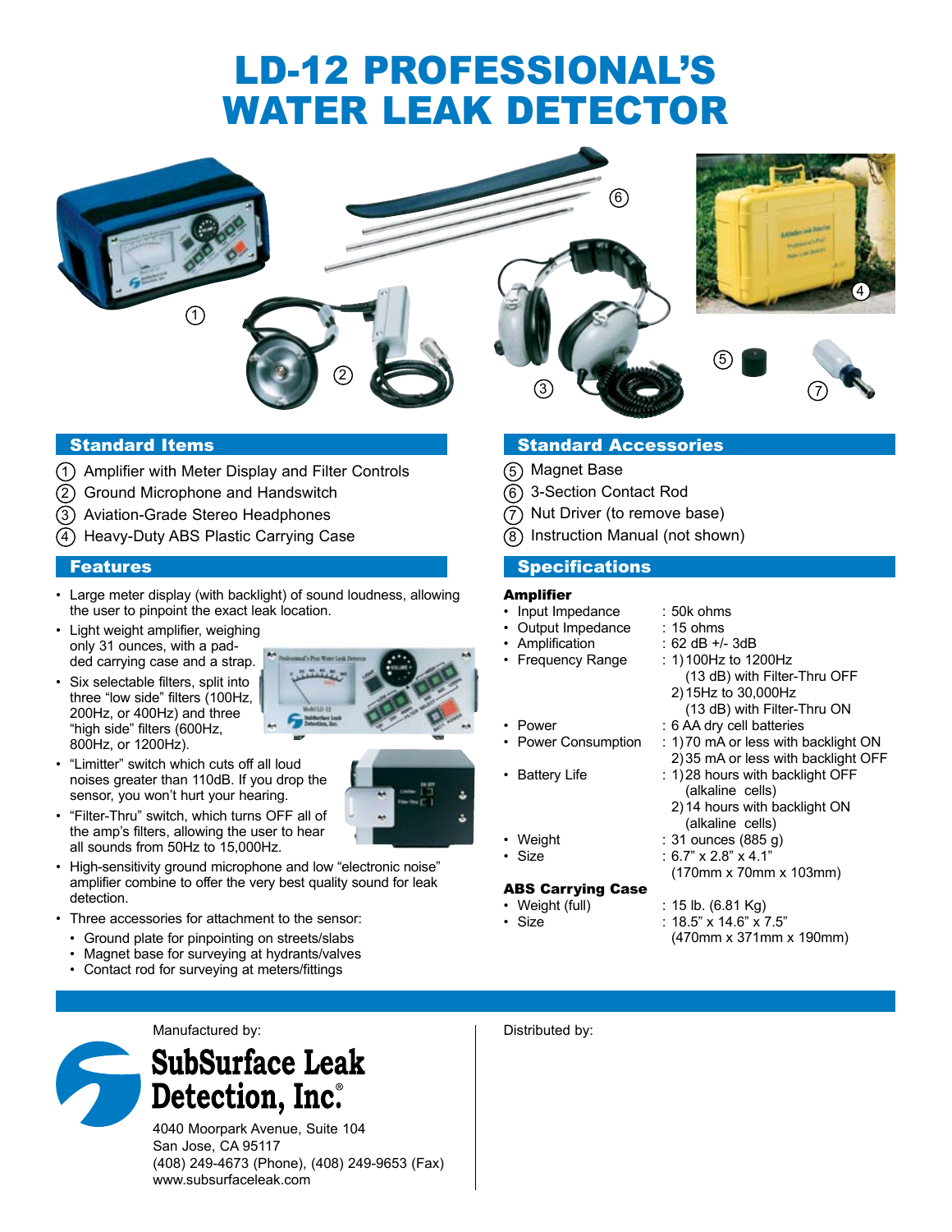# LD-12 PROFESSIONAL'S WATER LEAK DETECTOR

## Standard Items

1. Amplifier with Meter Display and Filter Controls
2. Ground Microphone and Handswitch
3. Aviation-Grade Stereo Headphones
4. Heavy-Duty ABS Plastic Carrying Case

## Standard Accessories

5. Magnet Base
6. 3-Section Contact Rod
7. Nut Driver (to remove base)
8. Instruction Manual (not shown)

## Features

- Large meter display (with backlight) of sound loudness, allowing the user to pinpoint the exact leak location.
- Light weight amplifier, weighing only 31 ounces, with a padded carrying case and a strap.
- Six selectable filters, split into three "low side" filters (100Hz, 200Hz, or 400Hz) and three "high side" filters (600Hz, 800Hz, or 1200Hz).
- "Limitter" switch which cuts off all loud noises greater than 110dB. If you drop the sensor, you won't hurt your hearing.
- "Filter-Thru" switch, which turns OFF all of the amp's filters, allowing the user to hear all sounds from 50Hz to 15,000Hz.
- High-sensitivity ground microphone and low "electronic noise" amplifier combine to offer the very best quality sound for leak detection.
- Three accessories for attachment to the sensor:
  - Ground plate for pinpointing on streets/slabs
  - Magnet base for surveying at hydrants/valves
  - Contact rod for surveying at meters/fittings

## Specifications

### Amplifier

- Input Impedance : 50k ohms
- Output Impedance : 15 ohms
- Amplification : 62 dB +/- 3dB
- Frequency Range : 1) 100Hz to 1200Hz (13 dB) with Filter-Thru OFF
  2) 15Hz to 30,000Hz (13 dB) with Filter-Thru ON
- Power : 6 AA dry cell batteries
- Power Consumption : 1) 70 mA or less with backlight ON
  2) 35 mA or less with backlight OFF
- Battery Life : 1) 28 hours with backlight OFF (alkaline cells)
  2) 14 hours with backlight ON (alkaline cells)
- Weight : 31 ounces (885 g)
- Size : 6.7" x 2.8" x 4.1" (170mm x 70mm x 103mm)

### ABS Carrying Case

- Weight (full) : 15 lb. (6.81 Kg)
- Size : 18.5" x 14.6" x 7.5" (470mm x 371mm x 190mm)

Manufactured by:

**SubSurface Leak Detection, Inc.®**
4040 Moorpark Avenue, Suite 104
San Jose, CA 95117
(408) 249-4673 (Phone), (408) 249-9653 (Fax)
www.subsurfaceleak.com

Distributed by: